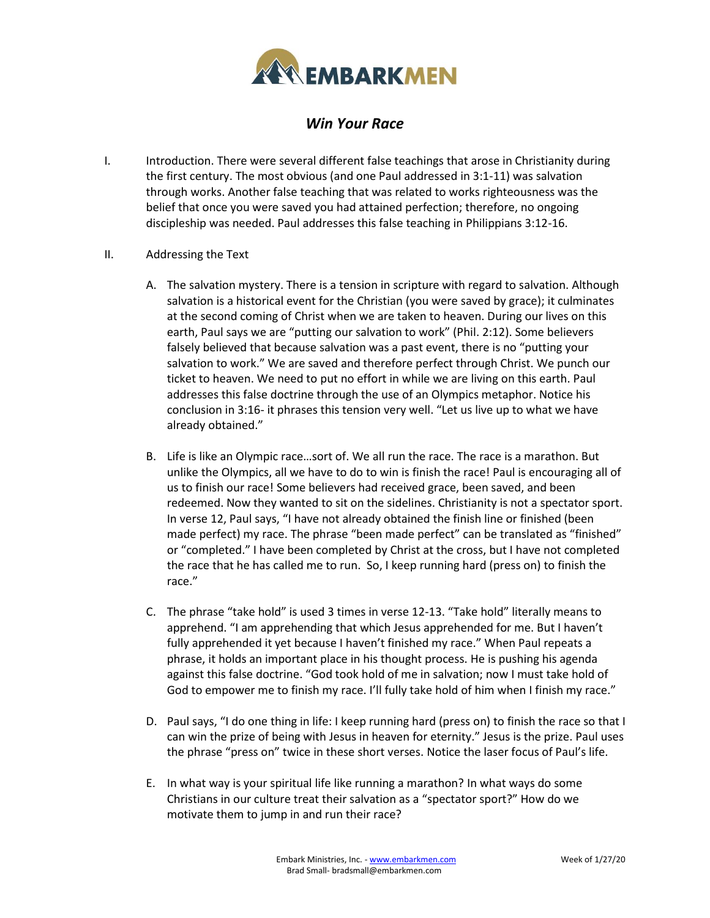# EMBARKMEN

## *Win Your Race*

I. Introduction. There were several different false teachings that arose in Christianity during the first century. The most obvious (and one Paul addressed in 3:1-11) was salvation through works. Another false teaching that was related to works righteousness was the belief that once you were saved you had attained perfection; therefore, no ongoing discipleship was needed. Paul addresses this false teaching in Philippians 3:12-16.

II. Addressing the Text

A. The salvation mystery. There is a tension in scripture with regard to salvation. Although salvation is a historical event for the Christian (you were saved by grace); it culminates at the second coming of Christ when we are taken to heaven. During our lives on this earth, Paul says we are "putting our salvation to work" (Phil. 2:12). Some believers falsely believed that because salvation was a past event, there is no "putting your salvation to work." We are saved and therefore perfect through Christ. We punch our ticket to heaven. We need to put no effort in while we are living on this earth. Paul addresses this false doctrine through the use of an Olympics metaphor. Notice his conclusion in 3:16- it phrases this tension very well. "Let us live up to what we have already obtained."

B. Life is like an Olympic race…sort of. We all run the race. The race is a marathon. But unlike the Olympics, all we have to do to win is finish the race! Paul is encouraging all of us to finish our race! Some believers had received grace, been saved, and been redeemed. Now they wanted to sit on the sidelines. Christianity is not a spectator sport. In verse 12, Paul says, "I have not already obtained the finish line or finished (been made perfect) my race. The phrase "been made perfect" can be translated as "finished" or "completed." I have been completed by Christ at the cross, but I have not completed the race that he has called me to run. So, I keep running hard (press on) to finish the race."

C. The phrase "take hold" is used 3 times in verse 12-13. "Take hold" literally means to apprehend. "I am apprehending that which Jesus apprehended for me. But I haven't fully apprehended it yet because I haven't finished my race." When Paul repeats a phrase, it holds an important place in his thought process. He is pushing his agenda against this false doctrine. "God took hold of me in salvation; now I must take hold of God to empower me to finish my race. I'll fully take hold of him when I finish my race."

D. Paul says, "I do one thing in life: I keep running hard (press on) to finish the race so that I can win the prize of being with Jesus in heaven for eternity." Jesus is the prize. Paul uses the phrase "press on" twice in these short verses. Notice the laser focus of Paul's life.

E. In what way is your spiritual life like running a marathon? In what ways do some Christians in our culture treat their salvation as a "spectator sport?" How do we motivate them to jump in and run their race?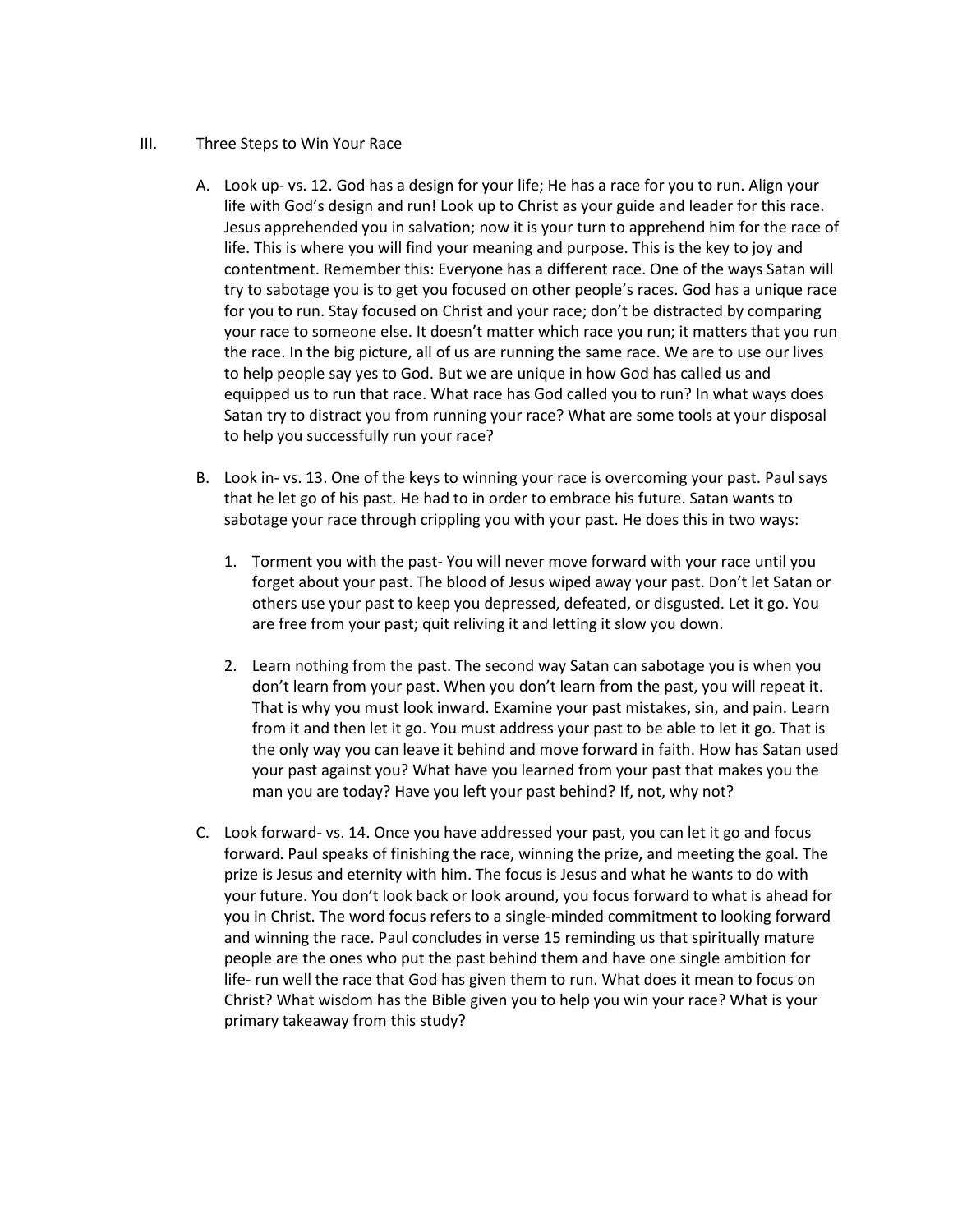III. Three Steps to Win Your Race

A. Look up- vs. 12. God has a design for your life; He has a race for you to run. Align your life with God's design and run! Look up to Christ as your guide and leader for this race. Jesus apprehended you in salvation; now it is your turn to apprehend him for the race of life. This is where you will find your meaning and purpose. This is the key to joy and contentment. Remember this: Everyone has a different race. One of the ways Satan will try to sabotage you is to get you focused on other people's races. God has a unique race for you to run. Stay focused on Christ and your race; don't be distracted by comparing your race to someone else. It doesn't matter which race you run; it matters that you run the race. In the big picture, all of us are running the same race. We are to use our lives to help people say yes to God. But we are unique in how God has called us and equipped us to run that race. What race has God called you to run? In what ways does Satan try to distract you from running your race? What are some tools at your disposal to help you successfully run your race?

B. Look in- vs. 13. One of the keys to winning your race is overcoming your past. Paul says that he let go of his past. He had to in order to embrace his future. Satan wants to sabotage your race through crippling you with your past. He does this in two ways:

   1. Torment you with the past- You will never move forward with your race until you forget about your past. The blood of Jesus wiped away your past. Don't let Satan or others use your past to keep you depressed, defeated, or disgusted. Let it go. You are free from your past; quit reliving it and letting it slow you down.

   2. Learn nothing from the past. The second way Satan can sabotage you is when you don't learn from your past. When you don't learn from the past, you will repeat it. That is why you must look inward. Examine your past mistakes, sin, and pain. Learn from it and then let it go. You must address your past to be able to let it go. That is the only way you can leave it behind and move forward in faith. How has Satan used your past against you? What have you learned from your past that makes you the man you are today? Have you left your past behind? If, not, why not?

C. Look forward- vs. 14. Once you have addressed your past, you can let it go and focus forward. Paul speaks of finishing the race, winning the prize, and meeting the goal. The prize is Jesus and eternity with him. The focus is Jesus and what he wants to do with your future. You don't look back or look around, you focus forward to what is ahead for you in Christ. The word focus refers to a single-minded commitment to looking forward and winning the race. Paul concludes in verse 15 reminding us that spiritually mature people are the ones who put the past behind them and have one single ambition for life- run well the race that God has given them to run. What does it mean to focus on Christ? What wisdom has the Bible given you to help you win your race? What is your primary takeaway from this study?